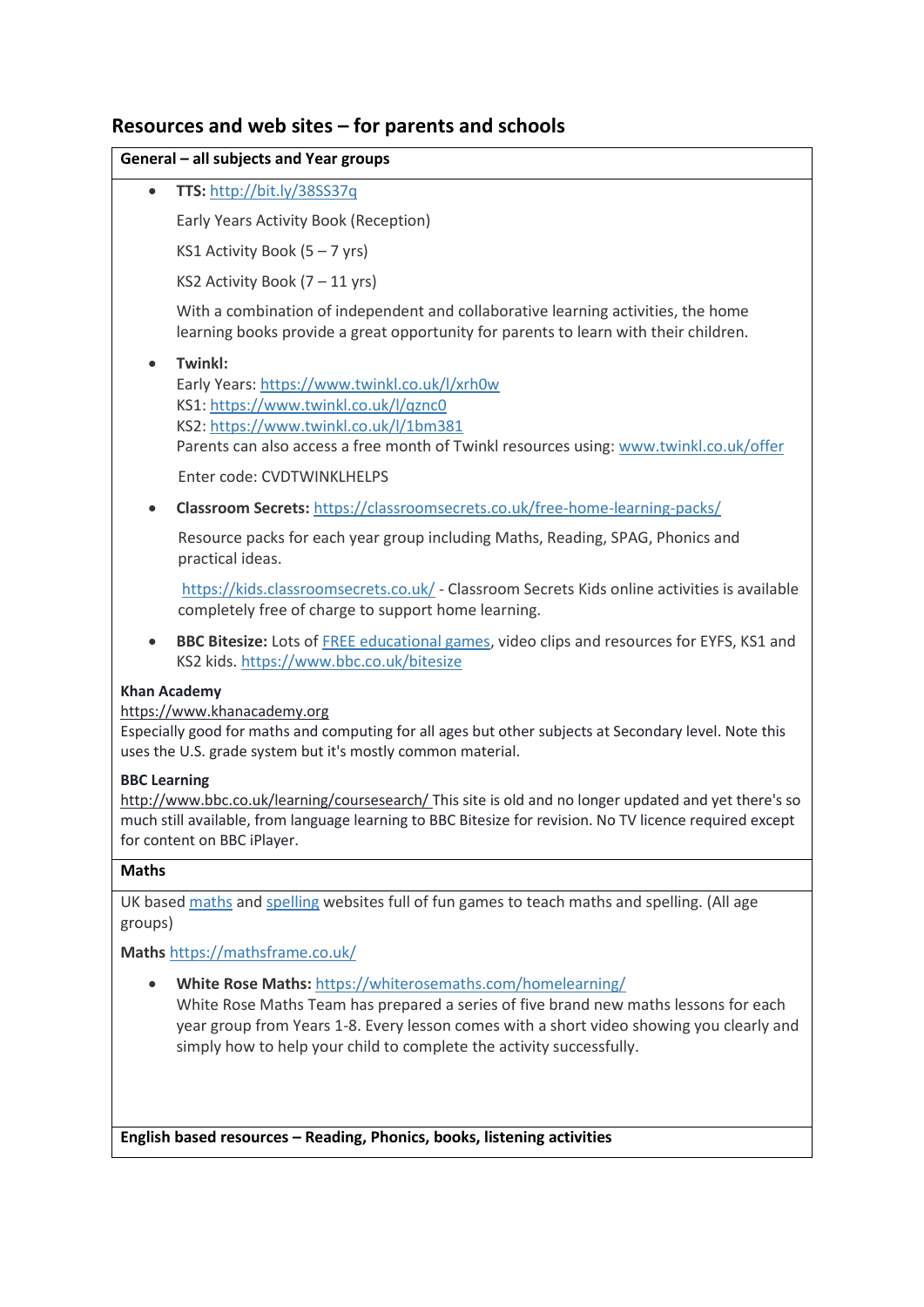## Resources and web sites – for parents and schools

### General – all subjects and Year groups

- **TTS:** http://bit.ly/38SS37q

  Early Years Activity Book (Reception)

  KS1 Activity Book (5 – 7 yrs)

  KS2 Activity Book (7 – 11 yrs)

  With a combination of independent and collaborative learning activities, the home learning books provide a great opportunity for parents to learn with their children.

- **Twinkl:**
  Early Years: https://www.twinkl.co.uk/l/xrh0w
  KS1: https://www.twinkl.co.uk/l/qznc0
  KS2: https://www.twinkl.co.uk/l/1bm381
  Parents can also access a free month of Twinkl resources using: www.twinkl.co.uk/offer

  Enter code: CVDTWINKLHELPS

- **Classroom Secrets:** https://classroomsecrets.co.uk/free-home-learning-packs/

  Resource packs for each year group including Maths, Reading, SPAG, Phonics and practical ideas.

  https://kids.classroomsecrets.co.uk/ - Classroom Secrets Kids online activities is available completely free of charge to support home learning.

- **BBC Bitesize:** Lots of FREE educational games, video clips and resources for EYFS, KS1 and KS2 kids. https://www.bbc.co.uk/bitesize

**Khan Academy**
https://www.khanacademy.org
Especially good for maths and computing for all ages but other subjects at Secondary level. Note this uses the U.S. grade system but it's mostly common material.

**BBC Learning**
http://www.bbc.co.uk/learning/coursesearch/ This site is old and no longer updated and yet there's so much still available, from language learning to BBC Bitesize for revision. No TV licence required except for content on BBC iPlayer.

### Maths

UK based maths and spelling websites full of fun games to teach maths and spelling. (All age groups)

**Maths** https://mathsframe.co.uk/

- **White Rose Maths:** https://whiterosemaths.com/homelearning/
  White Rose Maths Team has prepared a series of five brand new maths lessons for each year group from Years 1-8. Every lesson comes with a short video showing you clearly and simply how to help your child to complete the activity successfully.

### English based resources – Reading, Phonics, books, listening activities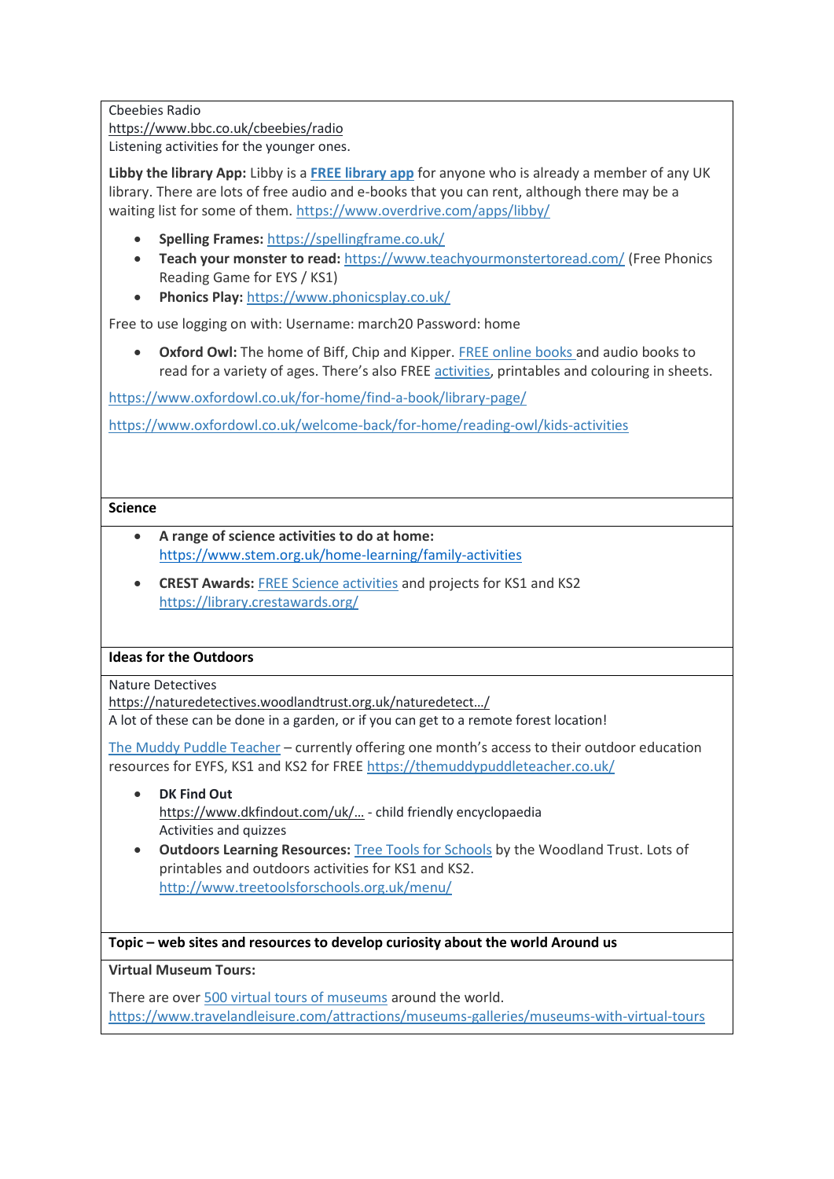Cbeebies Radio
https://www.bbc.co.uk/cbeebies/radio
Listening activities for the younger ones.

**Libby the library App:** Libby is a **FREE library app** for anyone who is already a member of any UK library. There are lots of free audio and e-books that you can rent, although there may be a waiting list for some of them. https://www.overdrive.com/apps/libby/

- **Spelling Frames:** https://spellingframe.co.uk/
- **Teach your monster to read:** https://www.teachyourmonstertoread.com/ (Free Phonics Reading Game for EYS / KS1)
- **Phonics Play:** https://www.phonicsplay.co.uk/

Free to use logging on with: Username: march20 Password: home

- **Oxford Owl:** The home of Biff, Chip and Kipper. FREE online books and audio books to read for a variety of ages. There's also FREE activities, printables and colouring in sheets.

https://www.oxfordowl.co.uk/for-home/find-a-book/library-page/

https://www.oxfordowl.co.uk/welcome-back/for-home/reading-owl/kids-activities

## Science

- **A range of science activities to do at home:** https://www.stem.org.uk/home-learning/family-activities
- **CREST Awards:** FREE Science activities and projects for KS1 and KS2 https://library.crestawards.org/

## Ideas for the Outdoors

Nature Detectives
https://naturedetectives.woodlandtrust.org.uk/naturedetect.../
A lot of these can be done in a garden, or if you can get to a remote forest location!

The Muddy Puddle Teacher – currently offering one month's access to their outdoor education resources for EYFS, KS1 and KS2 for FREE https://themuddypuddleteacher.co.uk/

- **DK Find Out**
  https://www.dkfindout.com/uk/... - child friendly encyclopaedia
  Activities and quizzes
- **Outdoors Learning Resources:** Tree Tools for Schools by the Woodland Trust. Lots of printables and outdoors activities for KS1 and KS2.
  http://www.treetoolsforschools.org.uk/menu/

## Topic – web sites and resources to develop curiosity about the world Around us

**Virtual Museum Tours:**

There are over 500 virtual tours of museums around the world.
https://www.travelandleisure.com/attractions/museums-galleries/museums-with-virtual-tours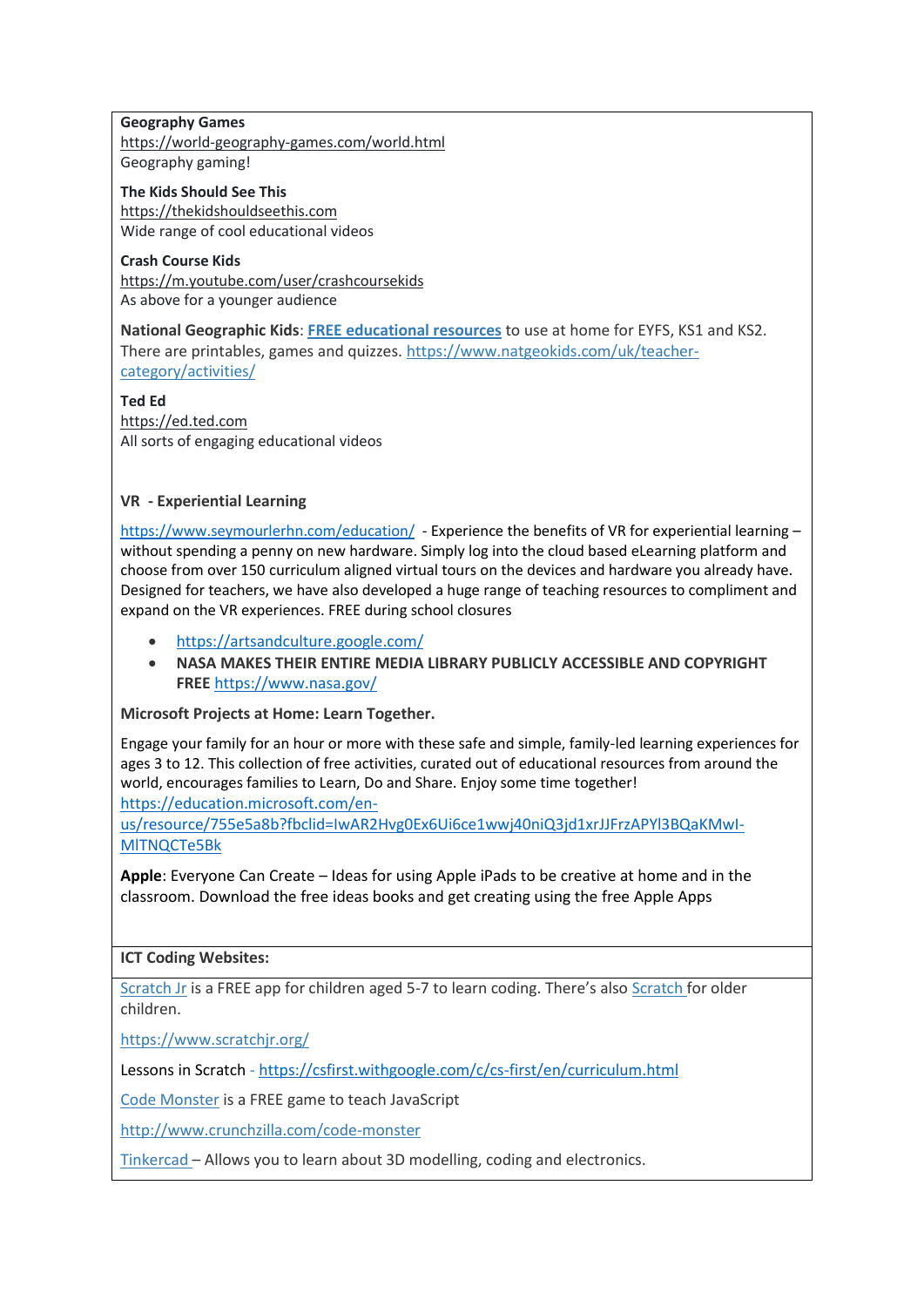**Geography Games**
https://world-geography-games.com/world.html
Geography gaming!

**The Kids Should See This**
https://thekidshouldseethis.com
Wide range of cool educational videos

**Crash Course Kids**
https://m.youtube.com/user/crashcoursekids
As above for a younger audience

**National Geographic Kids**: **FREE educational resources** to use at home for EYFS, KS1 and KS2. There are printables, games and quizzes. https://www.natgeokids.com/uk/teacher-category/activities/

**Ted Ed**
https://ed.ted.com
All sorts of engaging educational videos

**VR - Experiential Learning**

https://www.seymourlerhn.com/education/ - Experience the benefits of VR for experiential learning – without spending a penny on new hardware. Simply log into the cloud based eLearning platform and choose from over 150 curriculum aligned virtual tours on the devices and hardware you already have. Designed for teachers, we have also developed a huge range of teaching resources to compliment and expand on the VR experiences. FREE during school closures

- https://artsandculture.google.com/
- **NASA MAKES THEIR ENTIRE MEDIA LIBRARY PUBLICLY ACCESSIBLE AND COPYRIGHT FREE** https://www.nasa.gov/

**Microsoft Projects at Home: Learn Together.**

Engage your family for an hour or more with these safe and simple, family-led learning experiences for ages 3 to 12. This collection of free activities, curated out of educational resources from around the world, encourages families to Learn, Do and Share. Enjoy some time together!
https://education.microsoft.com/en-us/resource/755e5a8b?fbclid=IwAR2Hvg0Ex6Ui6ce1wwj40niQ3jd1xrJJFrzAPYl3BQaKMwI-MlTNQCTe5Bk

**Apple**: Everyone Can Create – Ideas for using Apple iPads to be creative at home and in the classroom. Download the free ideas books and get creating using the free Apple Apps

**ICT Coding Websites:**

Scratch Jr is a FREE app for children aged 5-7 to learn coding. There's also Scratch for older children.

https://www.scratchjr.org/

Lessons in Scratch - https://csfirst.withgoogle.com/c/cs-first/en/curriculum.html

Code Monster is a FREE game to teach JavaScript

http://www.crunchzilla.com/code-monster

Tinkercad – Allows you to learn about 3D modelling, coding and electronics.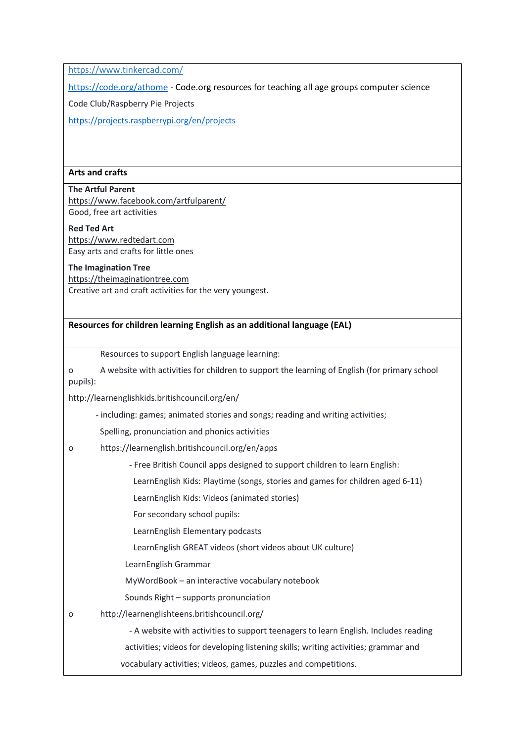https://www.tinkercad.com/

https://code.org/athome - Code.org resources for teaching all age groups computer science

Code Club/Raspberry Pie Projects

https://projects.raspberrypi.org/en/projects

**Arts and crafts**

**The Artful Parent**
https://www.facebook.com/artfulparent/
Good, free art activities

**Red Ted Art**
https://www.redtedart.com
Easy arts and crafts for little ones

**The Imagination Tree**
https://theimaginationtree.com
Creative art and craft activities for the very youngest.

**Resources for children learning English as an additional language (EAL)**

Resources to support English language learning:

- A website with activities for children to support the learning of English (for primary school pupils):

  http://learnenglishkids.britishcouncil.org/en/

  - including: games; animated stories and songs; reading and writing activities; Spelling, pronunciation and phonics activities

- https://learnenglish.britishcouncil.org/en/apps

  - Free British Council apps designed to support children to learn English:

    LearnEnglish Kids: Playtime (songs, stories and games for children aged 6-11)

    LearnEnglish Kids: Videos (animated stories)

    For secondary school pupils:

    LearnEnglish Elementary podcasts

    LearnEnglish GREAT videos (short videos about UK culture)

    LearnEnglish Grammar

    MyWordBook – an interactive vocabulary notebook

    Sounds Right – supports pronunciation

- http://learnenglishteens.britishcouncil.org/

  - A website with activities to support teenagers to learn English. Includes reading activities; videos for developing listening skills; writing activities; grammar and vocabulary activities; videos, games, puzzles and competitions.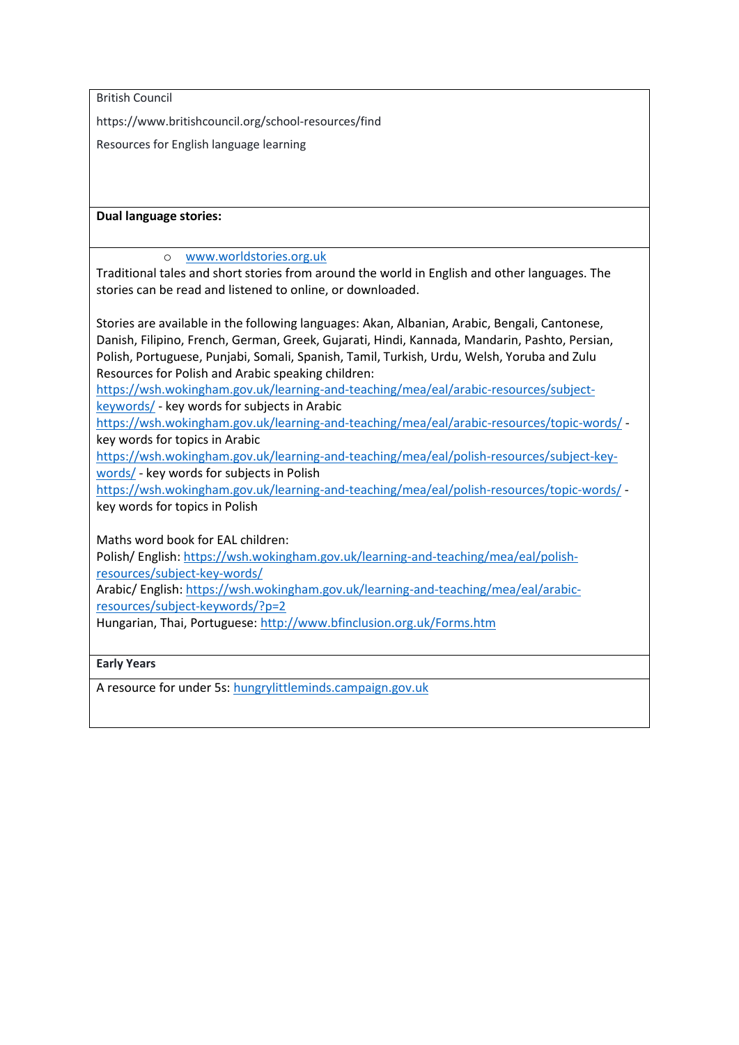British Council

https://www.britishcouncil.org/school-resources/find

Resources for English language learning

**Dual language stories:**

- www.worldstories.org.uk

Traditional tales and short stories from around the world in English and other languages. The stories can be read and listened to online, or downloaded.

Stories are available in the following languages: Akan, Albanian, Arabic, Bengali, Cantonese, Danish, Filipino, French, German, Greek, Gujarati, Hindi, Kannada, Mandarin, Pashto, Persian, Polish, Portuguese, Punjabi, Somali, Spanish, Tamil, Turkish, Urdu, Welsh, Yoruba and Zulu

Resources for Polish and Arabic speaking children:

https://wsh.wokingham.gov.uk/learning-and-teaching/mea/eal/arabic-resources/subject-keywords/ - key words for subjects in Arabic

https://wsh.wokingham.gov.uk/learning-and-teaching/mea/eal/arabic-resources/topic-words/ - key words for topics in Arabic

https://wsh.wokingham.gov.uk/learning-and-teaching/mea/eal/polish-resources/subject-key-words/ - key words for subjects in Polish

https://wsh.wokingham.gov.uk/learning-and-teaching/mea/eal/polish-resources/topic-words/ - key words for topics in Polish

Maths word book for EAL children:

Polish/ English: https://wsh.wokingham.gov.uk/learning-and-teaching/mea/eal/polish-resources/subject-key-words/

Arabic/ English: https://wsh.wokingham.gov.uk/learning-and-teaching/mea/eal/arabic-resources/subject-keywords/?p=2

Hungarian, Thai, Portuguese: http://www.bfinclusion.org.uk/Forms.htm

**Early Years**

A resource for under 5s: hungrylittleminds.campaign.gov.uk